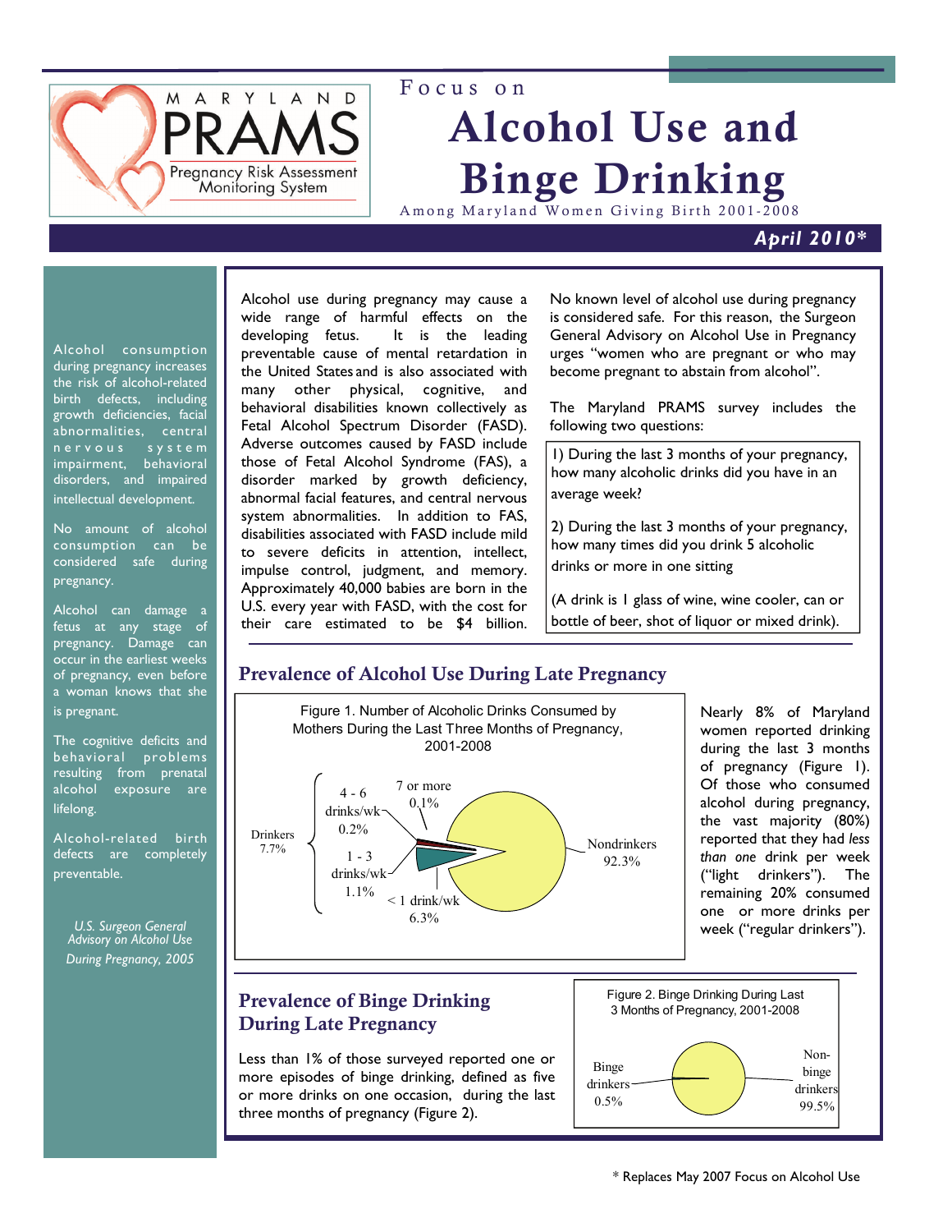# Focus on Alcohol Use and Binge Drinking

Among Maryland Women Giving Birth 2001-2008

Maryland PRAMS — Pregnancy Risk Assessment Monitoring System

**April 2010***

Alcohol consumption during pregnancy increases the risk of alcohol-related birth defects, including growth deficiencies, facial abnormalities, central nervous system impairment, behavioral disorders, and impaired intellectual development.

No amount of alcohol consumption can be considered safe during pregnancy.

Alcohol can damage a fetus at any stage of pregnancy. Damage can occur in the earliest weeks of pregnancy, even before a woman knows that she is pregnant.

The cognitive deficits and behavioral problems resulting from prenatal alcohol exposure are lifelong.

Alcohol-related birth defects are completely preventable.

*U.S. Surgeon General Advisory on Alcohol Use During Pregnancy, 2005*

Alcohol use during pregnancy may cause a wide range of harmful effects on the developing fetus. It is the leading preventable cause of mental retardation in the United States and is also associated with many other physical, cognitive, and behavioral disabilities known collectively as Fetal Alcohol Spectrum Disorder (FASD). Adverse outcomes caused by FASD include those of Fetal Alcohol Syndrome (FAS), a disorder marked by growth deficiency, abnormal facial features, and central nervous system abnormalities. In addition to FAS, disabilities associated with FASD include mild to severe deficits in attention, intellect, impulse control, judgment, and memory. Approximately 40,000 babies are born in the U.S. every year with FASD, with the cost for their care estimated to be $4 billion.

No known level of alcohol use during pregnancy is considered safe. For this reason, the Surgeon General Advisory on Alcohol Use in Pregnancy urges "women who are pregnant or who may become pregnant to abstain from alcohol".

The Maryland PRAMS survey includes the following two questions:

> 1) During the last 3 months of your pregnancy, how many alcoholic drinks did you have in an average week?
>
> 2) During the last 3 months of your pregnancy, how many times did you drink 5 alcoholic drinks or more in one sitting
>
> (A drink is 1 glass of wine, wine cooler, can or bottle of beer, shot of liquor or mixed drink).

## Prevalence of Alcohol Use During Late Pregnancy

Figure 1. Number of Alcoholic Drinks Consumed by Mothers During the Last Three Months of Pregnancy, 2001-2008

| Category | Percent |
|---|---|
| Nondrinkers | 92.3% |
| Drinkers | 7.7% |
| < 1 drink/wk | 6.3% |
| 1 - 3 drinks/wk | 1.1% |
| 4 - 6 drinks/wk | 0.2% |
| 7 or more | 0.1% |

Nearly 8% of Maryland women reported drinking during the last 3 months of pregnancy (Figure 1). Of those who consumed alcohol during pregnancy, the vast majority (80%) reported that they had *less than one* drink per week ("light drinkers"). The remaining 20% consumed one or more drinks per week ("regular drinkers").

## Prevalence of Binge Drinking During Late Pregnancy

Less than 1% of those surveyed reported one or more episodes of binge drinking, defined as five or more drinks on one occasion, during the last three months of pregnancy (Figure 2).

Figure 2. Binge Drinking During Last 3 Months of Pregnancy, 2001-2008

| Category | Percent |
|---|---|
| Binge drinkers | 0.5% |
| Non-binge drinkers | 99.5% |

\* Replaces May 2007 Focus on Alcohol Use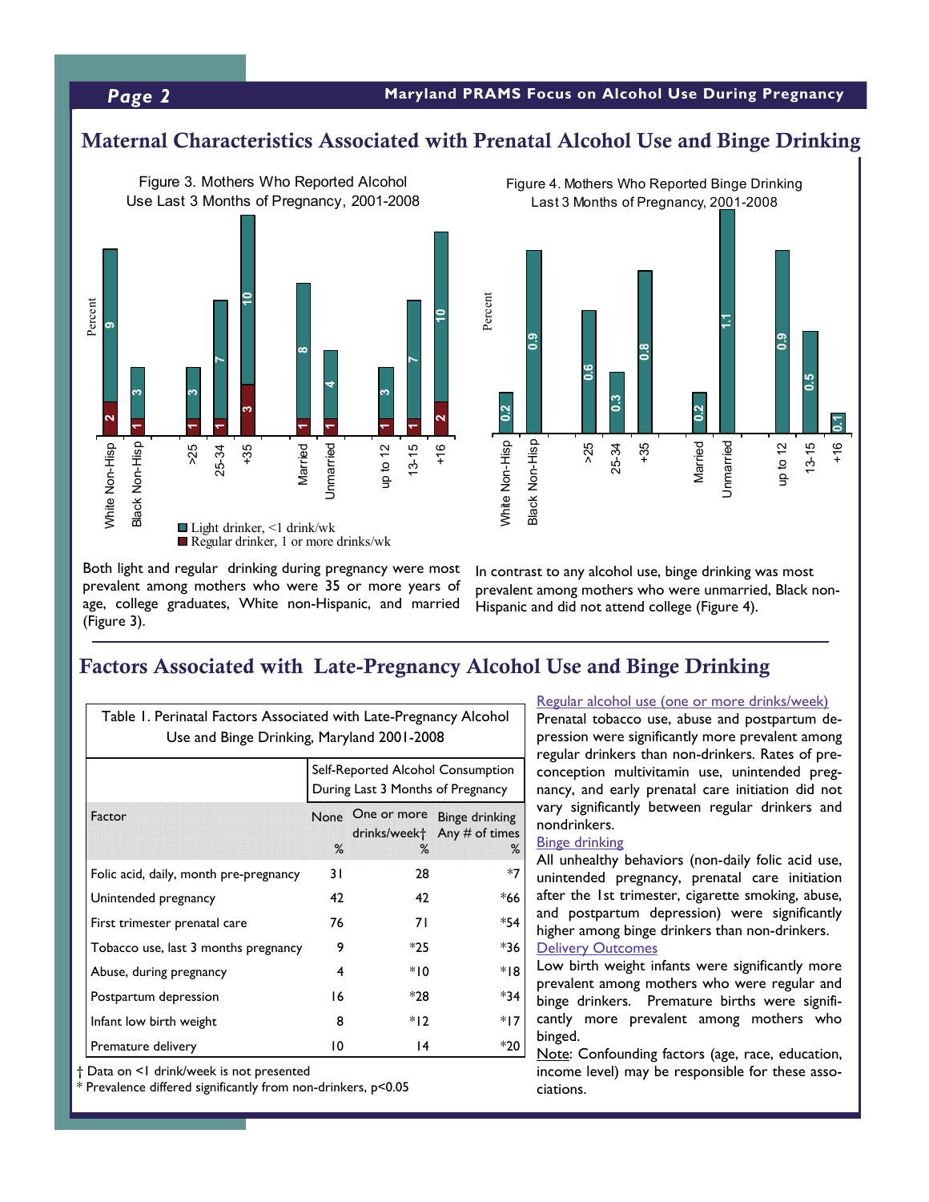## Maternal Characteristics Associated with Prenatal Alcohol Use and Binge Drinking

Figure 3. Mothers Who Reported Alcohol Use Last 3 Months of Pregnancy, 2001-2008

| Group | Light drinker, <1 drink/wk (%) | Regular drinker, 1 or more drinks/wk (%) |
|---|---|---|
| White Non-Hisp | 9 | 2 |
| Black Non-Hisp | 3 | 1 |
| >25 | 3 | 1 |
| 25-34 | 7 | 1 |
| +35 | 10 | 3 |
| Married | 8 | 1 |
| Unmarried | 4 | 1 |
| up to 12 | 3 | 1 |
| 13-15 | 7 | 1 |
| +16 | 10 | 2 |

Figure 4. Mothers Who Reported Binge Drinking Last 3 Months of Pregnancy, 2001-2008

| Group | Percent |
|---|---|
| White Non-Hisp | 0.2 |
| Black Non-Hisp | 0.9 |
| >25 | 0.6 |
| 25-34 | 0.3 |
| +35 | 0.8 |
| Married | 0.2 |
| Unmarried | 1.1 |
| up to 12 | 0.9 |
| 13-15 | 0.5 |
| +16 | 0.1 |

Both light and regular drinking during pregnancy were most prevalent among mothers who were 35 or more years of age, college graduates, White non-Hispanic, and married (Figure 3).

In contrast to any alcohol use, binge drinking was most prevalent among mothers who were unmarried, Black non-Hispanic and did not attend college (Figure 4).

## Factors Associated with Late-Pregnancy Alcohol Use and Binge Drinking

Table 1. Perinatal Factors Associated with Late-Pregnancy Alcohol Use and Binge Drinking, Maryland 2001-2008

| | Self-Reported Alcohol Consumption During Last 3 Months of Pregnancy | | |
|---|---|---|---|
| Factor | None % | One or more drinks/week† % | Binge drinking Any # of times % |
| Folic acid, daily, month pre-pregnancy | 31 | 28 | *7 |
| Unintended pregnancy | 42 | 42 | *66 |
| First trimester prenatal care | 76 | 71 | *54 |
| Tobacco use, last 3 months pregnancy | 9 | *25 | *36 |
| Abuse, during pregnancy | 4 | *10 | *18 |
| Postpartum depression | 16 | *28 | *34 |
| Infant low birth weight | 8 | *12 | *17 |
| Premature delivery | 10 | 14 | *20 |

† Data on <1 drink/week is not presented
* Prevalence differed significantly from non-drinkers, $p<0.05$

Regular alcohol use (one or more drinks/week)
Prenatal tobacco use, abuse and postpartum depression were significantly more prevalent among regular drinkers than non-drinkers. Rates of preconception multivitamin use, unintended pregnancy, and early prenatal care initiation did not vary significantly between regular drinkers and nondrinkers.

Binge drinking
All unhealthy behaviors (non-daily folic acid use, unintended pregnancy, prenatal care initiation after the 1st trimester, cigarette smoking, abuse, and postpartum depression) were significantly higher among binge drinkers than non-drinkers.

Delivery Outcomes
Low birth weight infants were significantly more prevalent among mothers who were regular and binge drinkers. Premature births were significantly more prevalent among mothers who binged.

Note: Confounding factors (age, race, education, income level) may be responsible for these associations.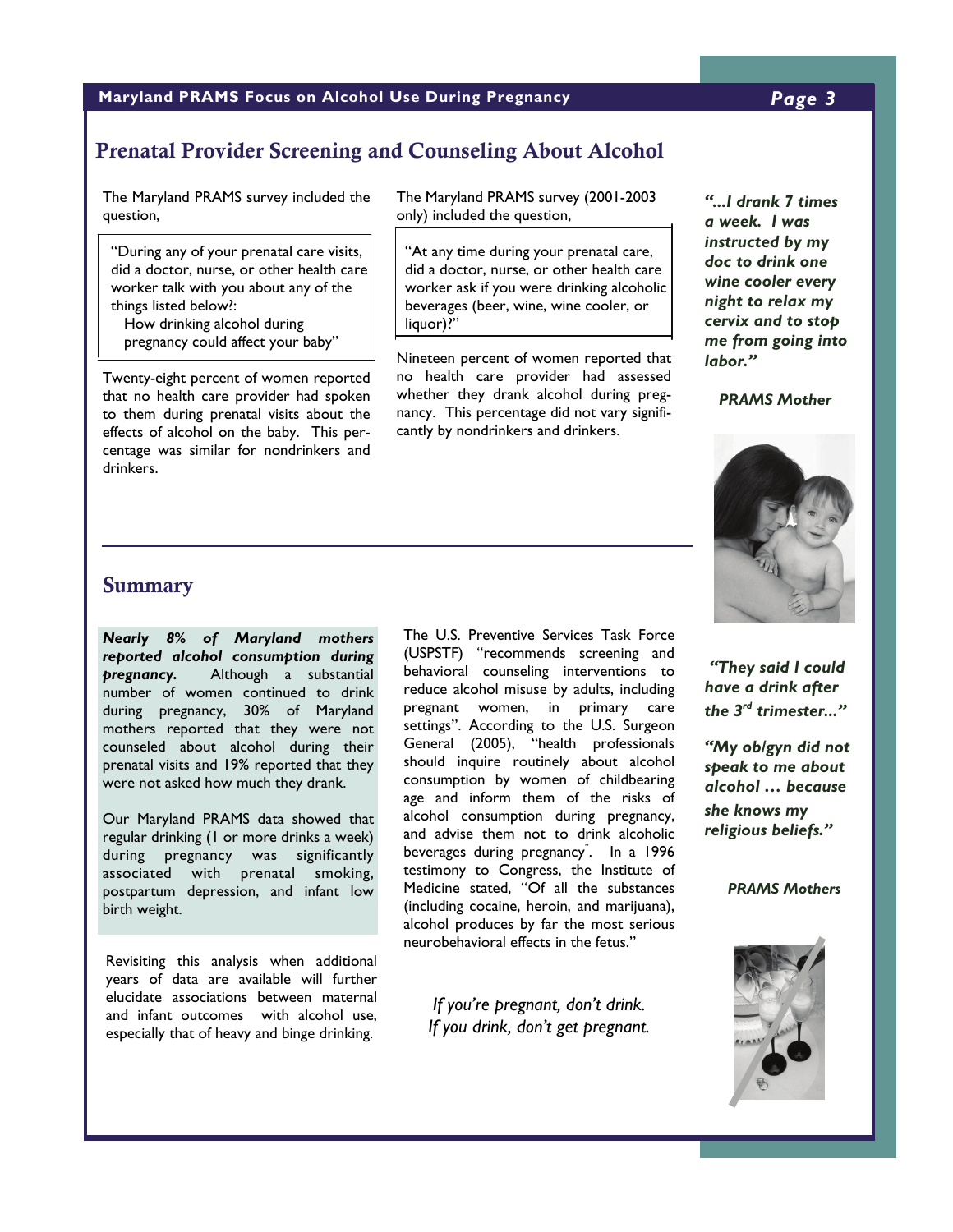## Prenatal Provider Screening and Counseling About Alcohol

The Maryland PRAMS survey included the question,

> "During any of your prenatal care visits, did a doctor, nurse, or other health care worker talk with you about any of the things listed below?:
> How drinking alcohol during pregnancy could affect your baby"

Twenty-eight percent of women reported that no health care provider had spoken to them during prenatal visits about the effects of alcohol on the baby. This percentage was similar for nondrinkers and drinkers.

The Maryland PRAMS survey (2001-2003 only) included the question,

> "At any time during your prenatal care, did a doctor, nurse, or other health care worker ask if you were drinking alcoholic beverages (beer, wine, wine cooler, or liquor)?"

Nineteen percent of women reported that no health care provider had assessed whether they drank alcohol during pregnancy. This percentage did not vary significantly by nondrinkers and drinkers.

***"...I drank 7 times a week. I was instructed by my doc to drink one wine cooler every night to relax my cervix and to stop me from going into labor."***

***PRAMS Mother***

## Summary

***Nearly 8% of Maryland mothers reported alcohol consumption during pregnancy.*** Although a substantial number of women continued to drink during pregnancy, 30% of Maryland mothers reported that they were not counseled about alcohol during their prenatal visits and 19% reported that they were not asked how much they drank.

Our Maryland PRAMS data showed that regular drinking (1 or more drinks a week) during pregnancy was significantly associated with prenatal smoking, postpartum depression, and infant low birth weight.

Revisiting this analysis when additional years of data are available will further elucidate associations between maternal and infant outcomes with alcohol use, especially that of heavy and binge drinking.

The U.S. Preventive Services Task Force (USPSTF) "recommends screening and behavioral counseling interventions to reduce alcohol misuse by adults, including pregnant women, in primary care settings". According to the U.S. Surgeon General (2005), "health professionals should inquire routinely about alcohol consumption by women of childbearing age and inform them of the risks of alcohol consumption during pregnancy, and advise them not to drink alcoholic beverages during pregnancy". In a 1996 testimony to Congress, the Institute of Medicine stated, "Of all the substances (including cocaine, heroin, and marijuana), alcohol produces by far the most serious neurobehavioral effects in the fetus."

*If you're pregnant, don't drink.*
*If you drink, don't get pregnant.*

***"They said I could have a drink after the 3rd trimester..."***

***"My ob/gyn did not speak to me about alcohol … because she knows my religious beliefs."***

***PRAMS Mothers***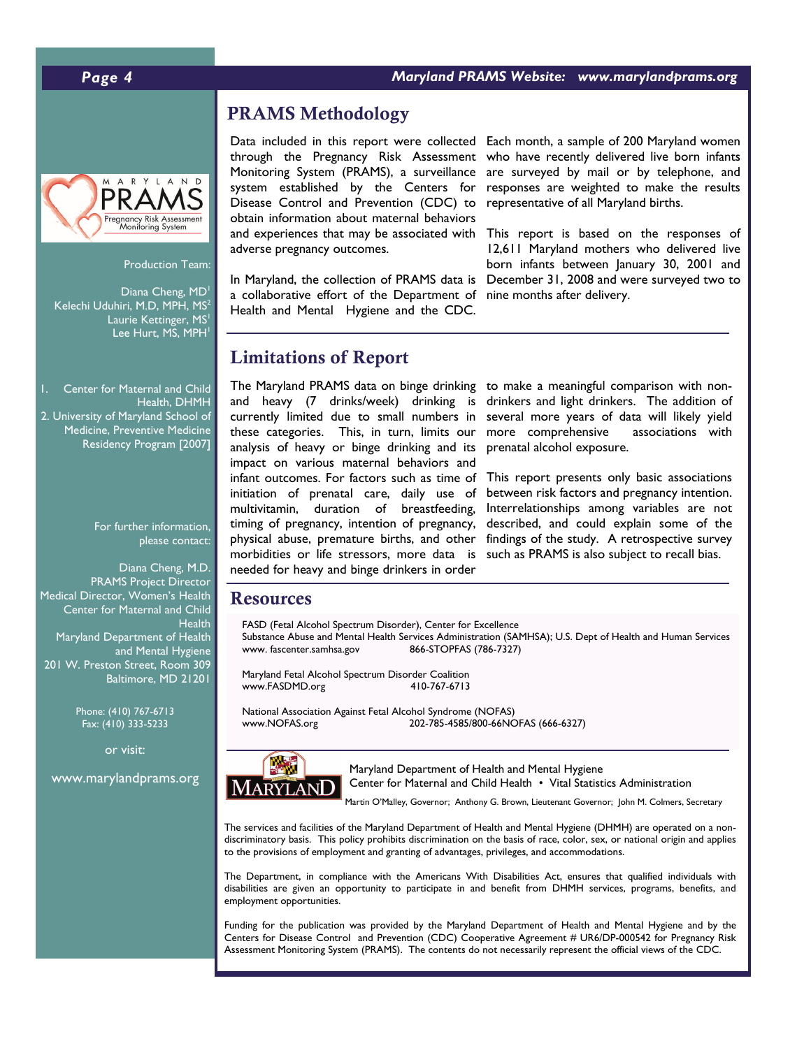## PRAMS Methodology

Data included in this report were collected through the Pregnancy Risk Assessment Monitoring System (PRAMS), a surveillance system established by the Centers for Disease Control and Prevention (CDC) to obtain information about maternal behaviors and experiences that may be associated with adverse pregnancy outcomes.

In Maryland, the collection of PRAMS data is a collaborative effort of the Department of Health and Mental Hygiene and the CDC.

Each month, a sample of 200 Maryland women who have recently delivered live born infants are surveyed by mail or by telephone, and responses are weighted to make the results representative of all Maryland births.

This report is based on the responses of 12,611 Maryland mothers who delivered live born infants between January 30, 2001 and December 31, 2008 and were surveyed two to nine months after delivery.

## Limitations of Report

The Maryland PRAMS data on binge drinking and heavy (7 drinks/week) drinking is currently limited due to small numbers in these categories. This, in turn, limits our analysis of heavy or binge drinking and its impact on various maternal behaviors and infant outcomes. For factors such as time of initiation of prenatal care, daily use of multivitamin, duration of breastfeeding, timing of pregnancy, intention of pregnancy, physical abuse, premature births, and other morbidities or life stressors, more data is needed for heavy and binge drinkers in order to make a meaningful comparison with non-drinkers and light drinkers. The addition of several more years of data will likely yield more comprehensive associations with prenatal alcohol exposure.

This report presents only basic associations between risk factors and pregnancy intention. Interrelationships among variables are not described, and could explain some of the findings of the study. A retrospective survey such as PRAMS is also subject to recall bias.

## Resources

FASD (Fetal Alcohol Spectrum Disorder), Center for Excellence
Substance Abuse and Mental Health Services Administration (SAMHSA); U.S. Dept of Health and Human Services
www. fascenter.samhsa.gov 866-STOPFAS (786-7327)

Maryland Fetal Alcohol Spectrum Disorder Coalition
www.FASDMD.org 410-767-6713

National Association Against Fetal Alcohol Syndrome (NOFAS)
www.NOFAS.org 202-785-4585/800-66NOFAS (666-6327)

Maryland Department of Health and Mental Hygiene
Center for Maternal and Child Health • Vital Statistics Administration

Martin O'Malley, Governor; Anthony G. Brown, Lieutenant Governor; John M. Colmers, Secretary

The services and facilities of the Maryland Department of Health and Mental Hygiene (DHMH) are operated on a non-discriminatory basis. This policy prohibits discrimination on the basis of race, color, sex, or national origin and applies to the provisions of employment and granting of advantages, privileges, and accommodations.

The Department, in compliance with the Americans With Disabilities Act, ensures that qualified individuals with disabilities are given an opportunity to participate in and benefit from DHMH services, programs, benefits, and employment opportunities.

Funding for the publication was provided by the Maryland Department of Health and Mental Hygiene and by the Centers for Disease Control and Prevention (CDC) Cooperative Agreement # UR6/DP-000542 for Pregnancy Risk Assessment Monitoring System (PRAMS). The contents do not necessarily represent the official views of the CDC.

MARYLAND PRAMS
Pregnancy Risk Assessment Monitoring System

Production Team:

Diana Cheng, MD[1]
Kelechi Uduhiri, M.D, MPH, MS[2]
Laurie Kettinger, MS[1]
Lee Hurt, MS, MPH[1]

1. Center for Maternal and Child Health, DHMH
2. University of Maryland School of Medicine, Preventive Medicine Residency Program [2007]

For further information, please contact:

Diana Cheng, M.D.
PRAMS Project Director
Medical Director, Women's Health
Center for Maternal and Child Health
Maryland Department of Health and Mental Hygiene
201 W. Preston Street, Room 309
Baltimore, MD 21201

Phone: (410) 767-6713
Fax: (410) 333-5233

or visit:

www.marylandprams.org